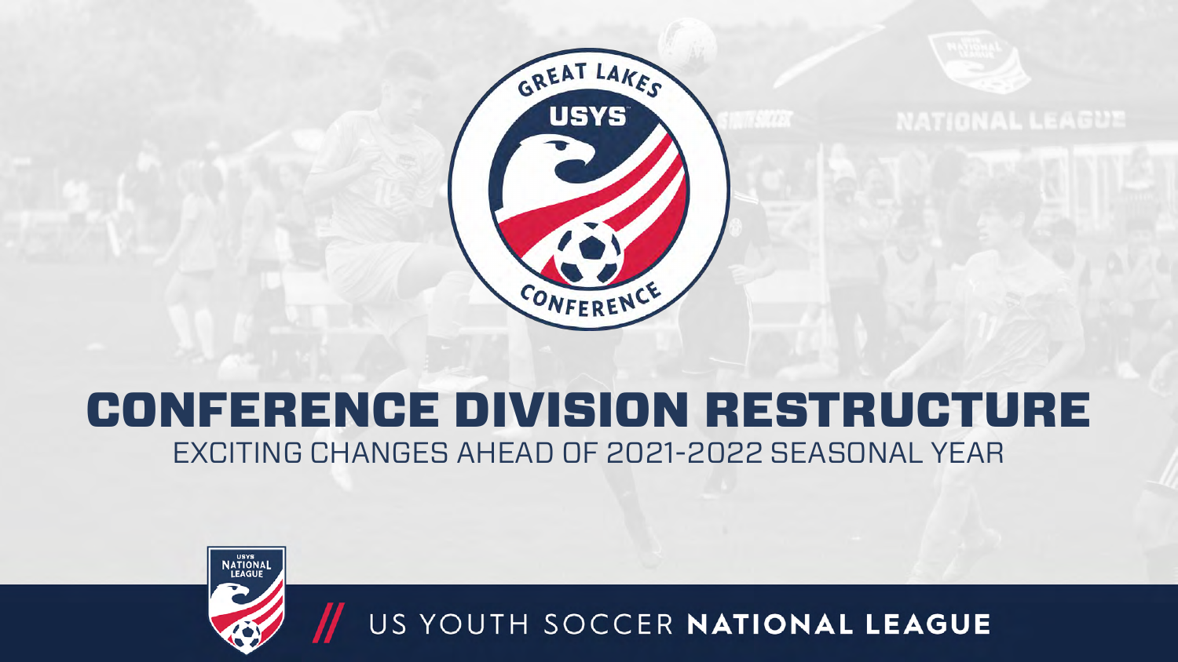# CONFERENCE DIVISION RESTRUCTURE

EXCITING CHANGES AHEAD OF 2021-2022 SEASONAL YEAR

// US YOUTH SOCCER **NATIONAL LEAGUE**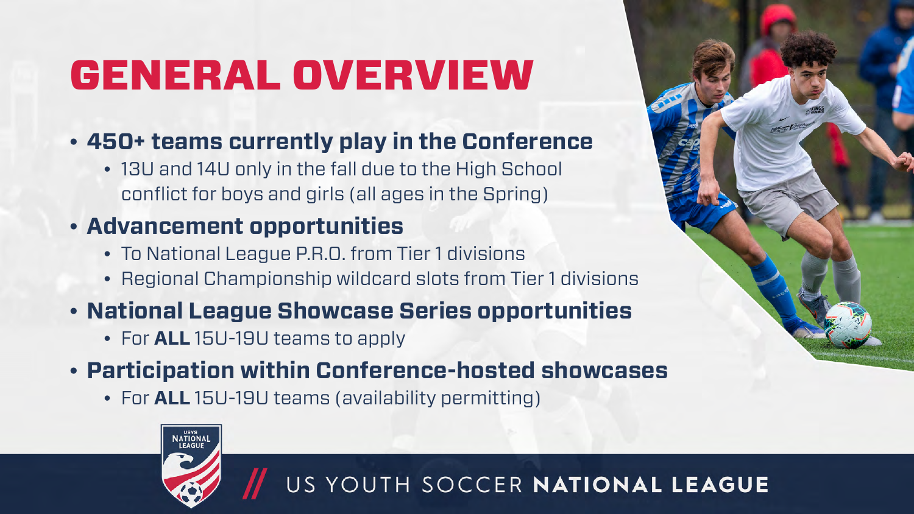# GENERAL OVERVIEW

- **450+ teams currently play in the Conference**
  - 13U and 14U only in the fall due to the High School conflict for boys and girls (all ages in the Spring)
- **Advancement opportunities**
  - To National League P.R.O. from Tier 1 divisions
  - Regional Championship wildcard slots from Tier 1 divisions
- **National League Showcase Series opportunities**
  - For **ALL** 15U-19U teams to apply
- **Participation within Conference-hosted showcases**
  - For **ALL** 15U-19U teams (availability permitting)

US YOUTH SOCCER **NATIONAL LEAGUE**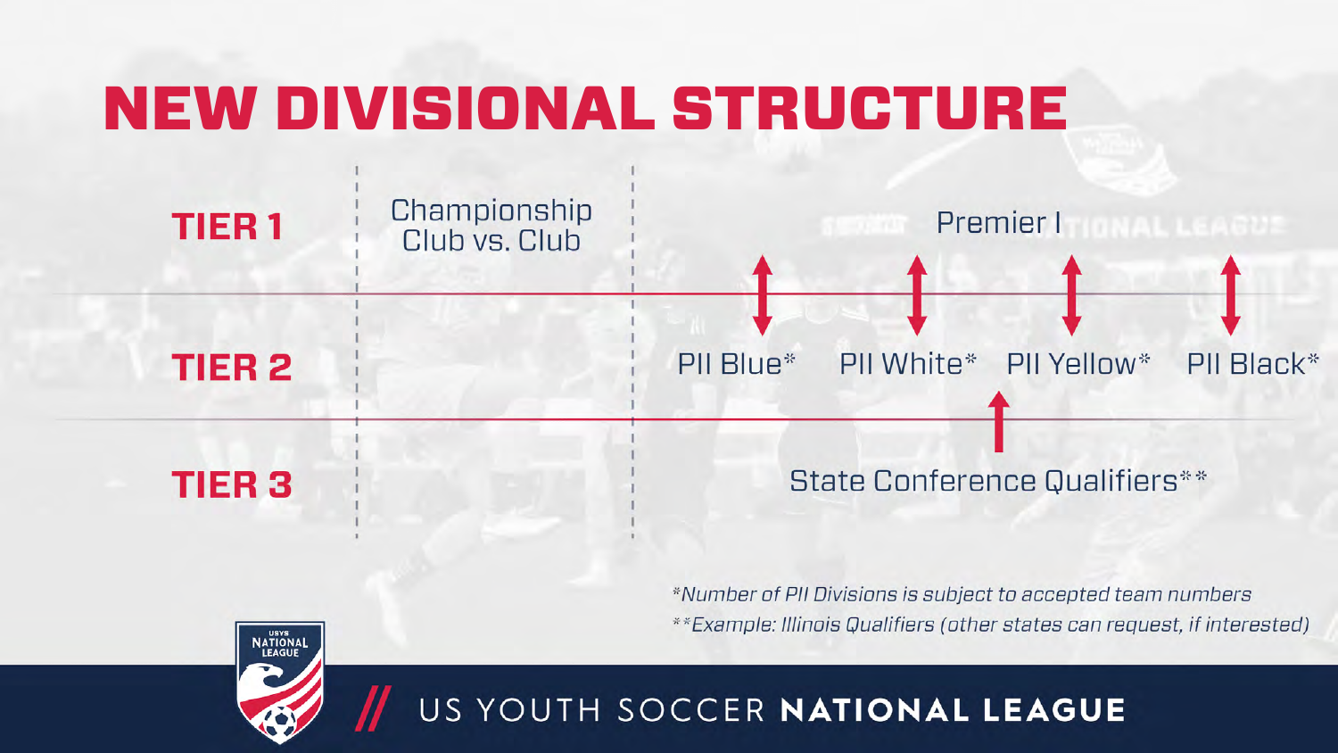# NEW DIVISIONAL STRUCTURE

| | | |
|---|---|---|
| **TIER 1** | Championship Club vs. Club | Premier I |
| **TIER 2** | | PII Blue* · PII White* · PII Yellow* · PII Black* |
| **TIER 3** | | State Conference Qualifiers** |

*\*Number of PII Divisions is subject to accepted team numbers*

*\*\*Example: Illinois Qualifiers (other states can request, if interested)*

US YOUTH SOCCER **NATIONAL LEAGUE**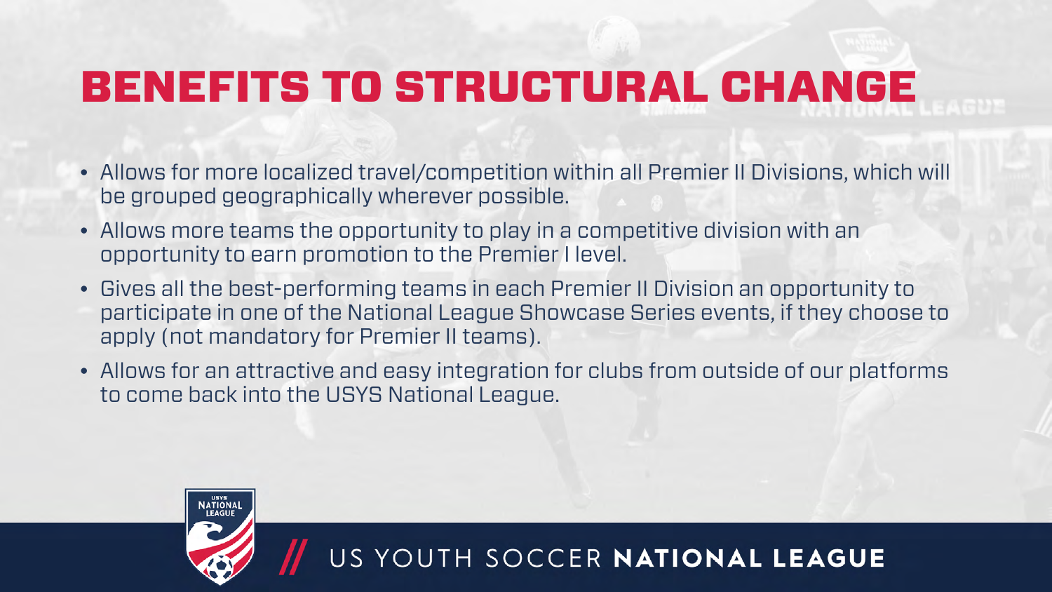# BENEFITS TO STRUCTURAL CHANGE

- Allows for more localized travel/competition within all Premier II Divisions, which will be grouped geographically wherever possible.
- Allows more teams the opportunity to play in a competitive division with an opportunity to earn promotion to the Premier I level.
- Gives all the best-performing teams in each Premier II Division an opportunity to participate in one of the National League Showcase Series events, if they choose to apply (not mandatory for Premier II teams).
- Allows for an attractive and easy integration for clubs from outside of our platforms to come back into the USYS National League.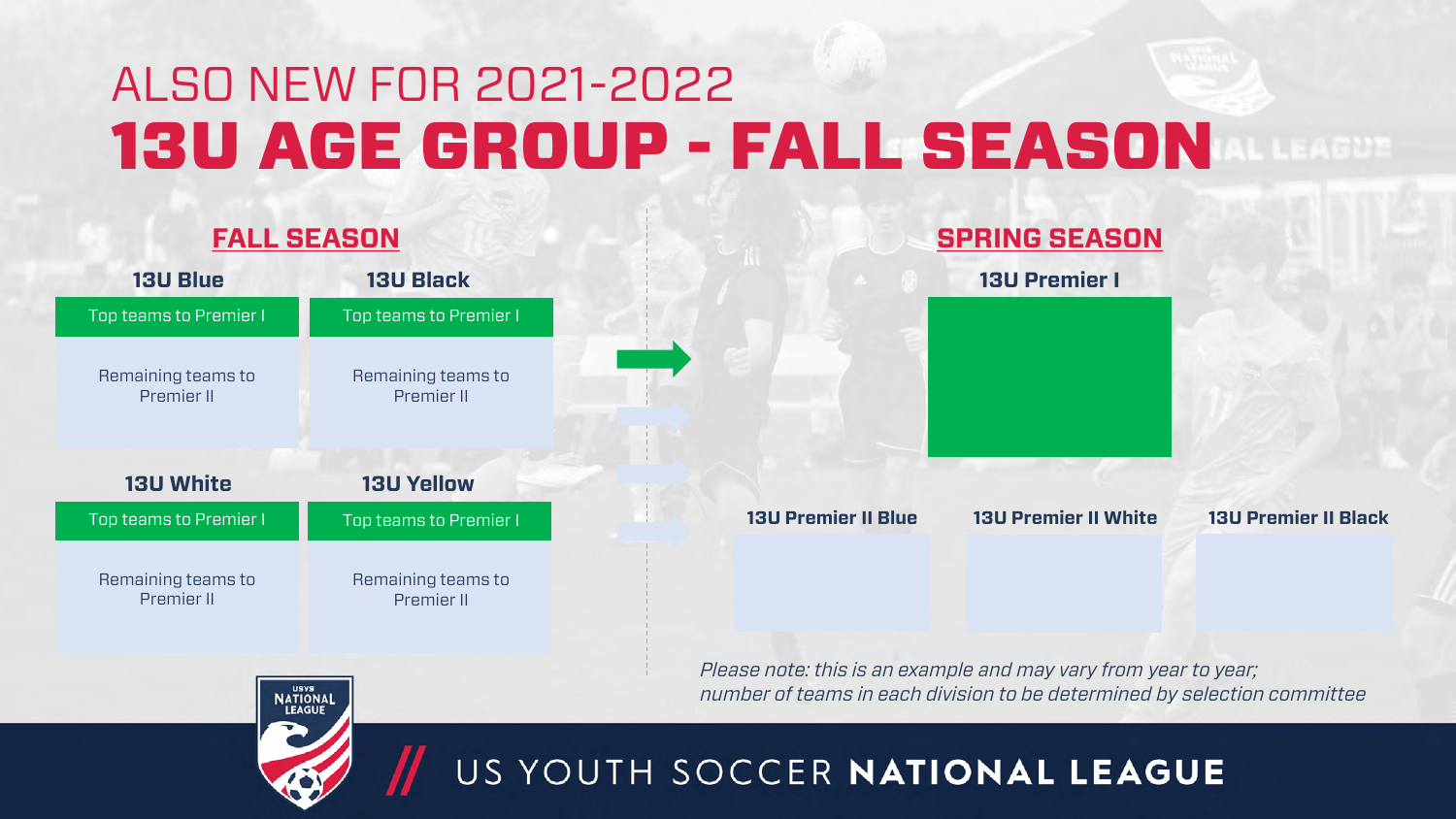# ALSO NEW FOR 2021-2022

# 13U AGE GROUP - FALL SEASON

## FALL SEASON

**13U Blue**

- Top teams to Premier I
- Remaining teams to Premier II

**13U Black**

- Top teams to Premier I
- Remaining teams to Premier II

**13U White**

- Top teams to Premier I
- Remaining teams to Premier II

**13U Yellow**

- Top teams to Premier I
- Remaining teams to Premier II

## SPRING SEASON

**13U Premier I**

**13U Premier II Blue**

**13U Premier II White**

**13U Premier II Black**

*Please note: this is an example and may vary from year to year; number of teams in each division to be determined by selection committee*

US YOUTH SOCCER **NATIONAL LEAGUE**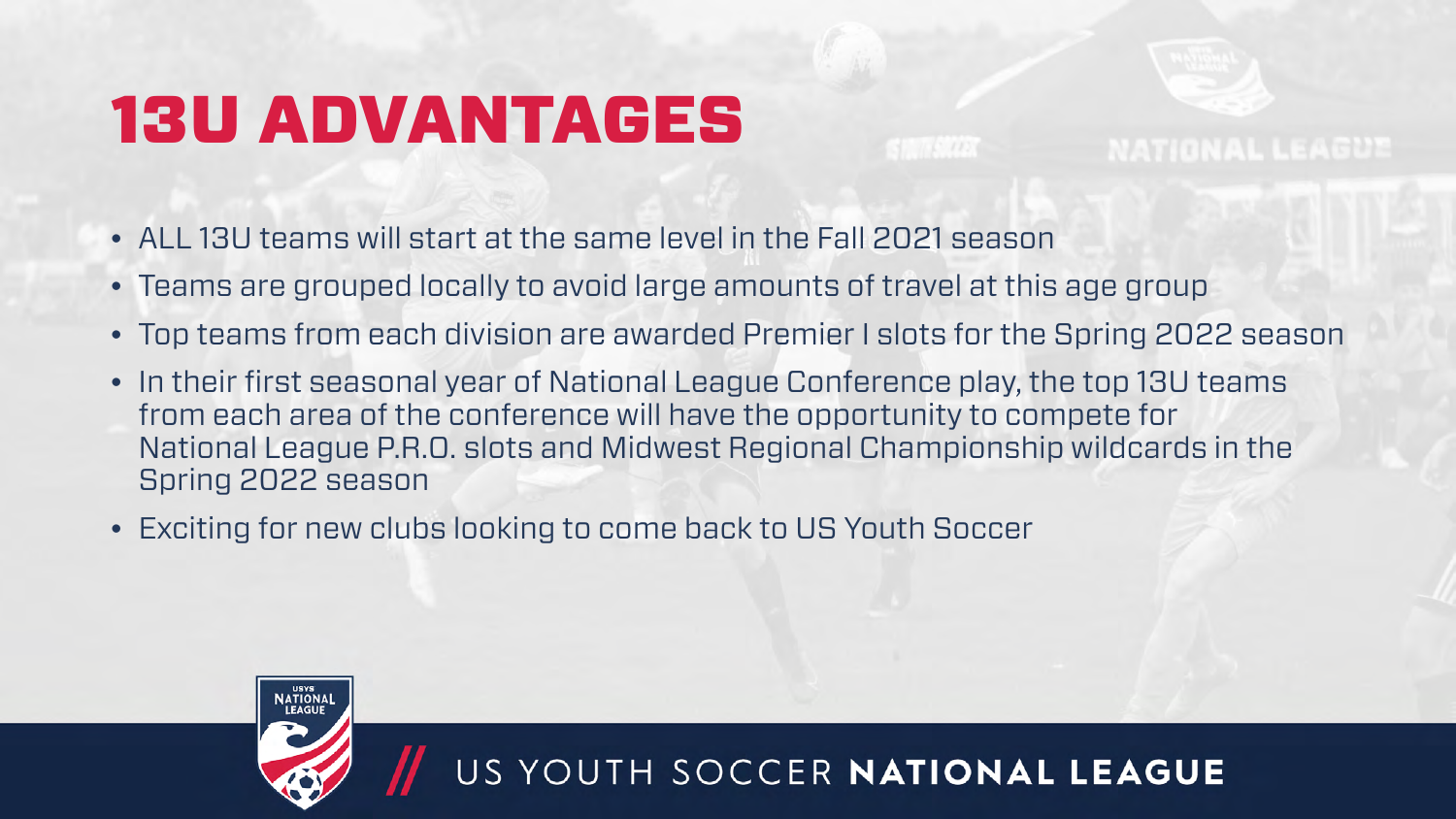# 13U ADVANTAGES

- ALL 13U teams will start at the same level in the Fall 2021 season
- Teams are grouped locally to avoid large amounts of travel at this age group
- Top teams from each division are awarded Premier I slots for the Spring 2022 season
- In their first seasonal year of National League Conference play, the top 13U teams from each area of the conference will have the opportunity to compete for National League P.R.O. slots and Midwest Regional Championship wildcards in the Spring 2022 season
- Exciting for new clubs looking to come back to US Youth Soccer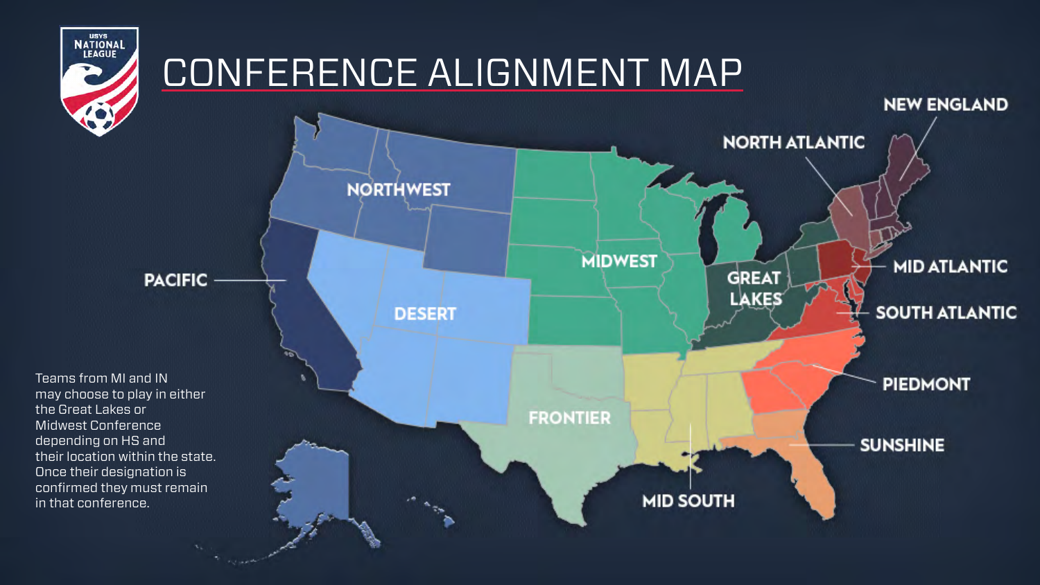# CONFERENCE ALIGNMENT MAP

Teams from MI and IN may choose to play in either the Great Lakes or Midwest Conference depending on HS and their location within the state. Once their designation is confirmed they must remain in that conference.

- NORTHWEST
- PACIFIC
- DESERT
- MIDWEST
- FRONTIER
- MID SOUTH
- GREAT LAKES
- NORTH ATLANTIC
- NEW ENGLAND
- MID ATLANTIC
- SOUTH ATLANTIC
- PIEDMONT
- SUNSHINE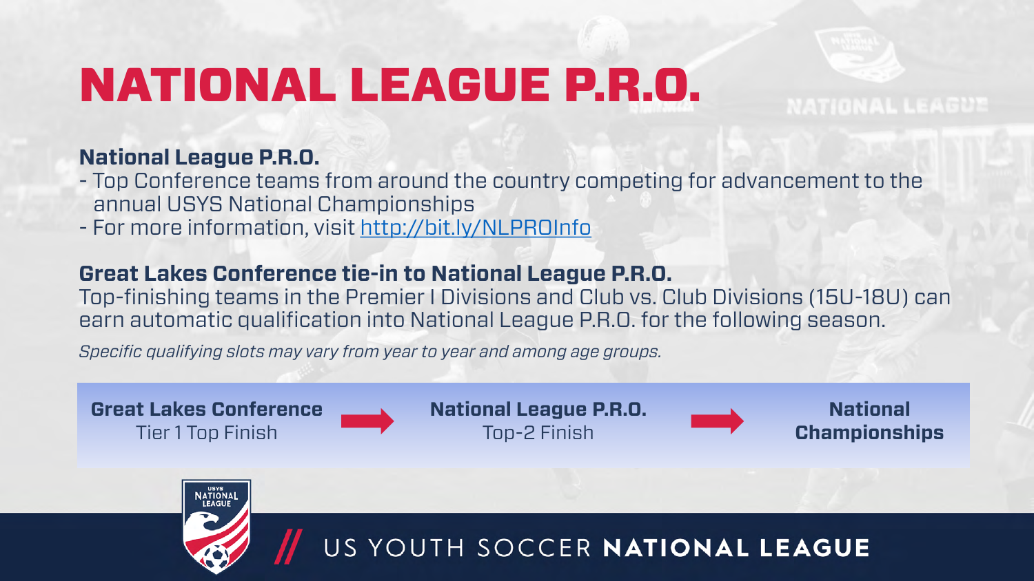# NATIONAL LEAGUE P.R.O.

**National League P.R.O.**

- Top Conference teams from around the country competing for advancement to the annual USYS National Championships
- For more information, visit [http://bit.ly/NLPROInfo](http://bit.ly/NLPROInfo)

**Great Lakes Conference tie-in to National League P.R.O.**

Top-finishing teams in the Premier I Divisions and Club vs. Club Divisions (15U-18U) can earn automatic qualification into National League P.R.O. for the following season.

*Specific qualifying slots may vary from year to year and among age groups.*

**Great Lakes Conference** Tier 1 Top Finish → **National League P.R.O.** Top-2 Finish → **National Championships**

US YOUTH SOCCER **NATIONAL LEAGUE**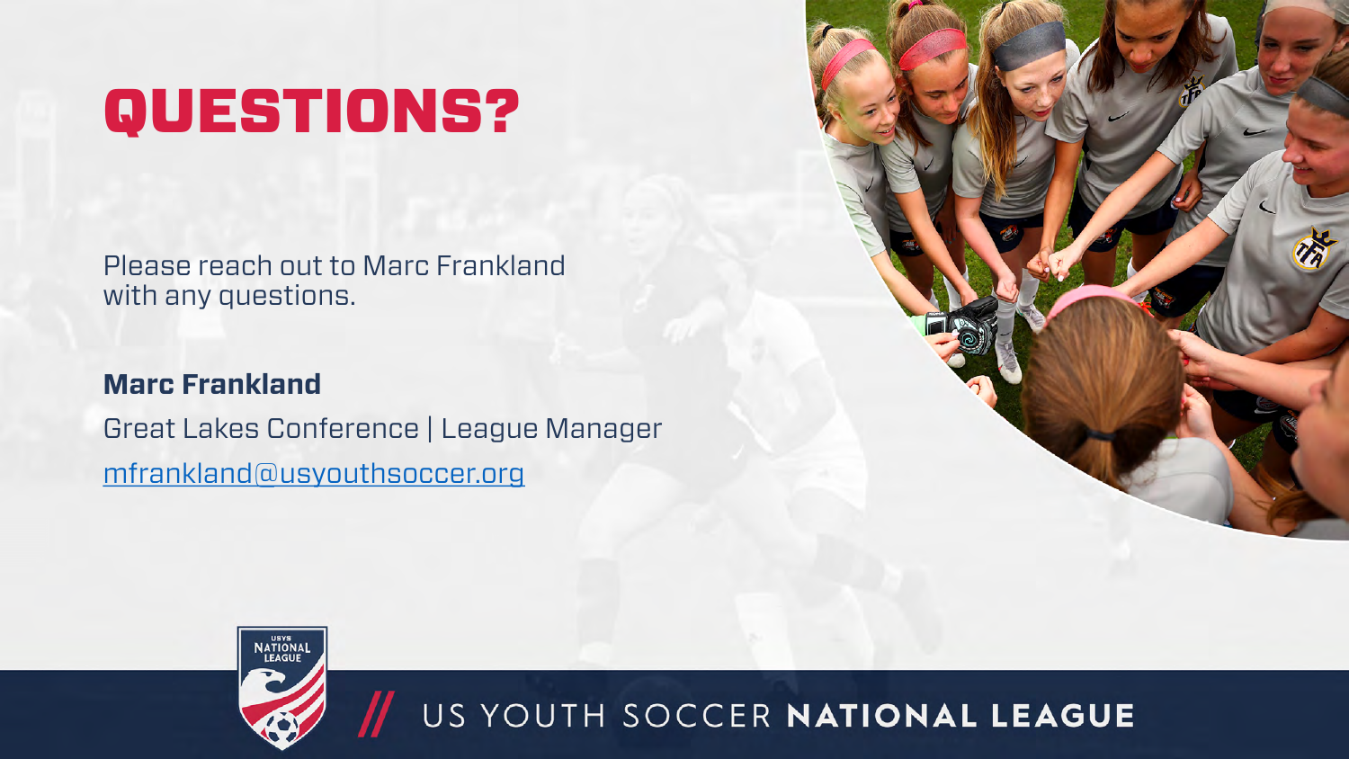# QUESTIONS?

Please reach out to Marc Frankland with any questions.

**Marc Frankland**

Great Lakes Conference | League Manager

mfrankland@usyouthsoccer.org